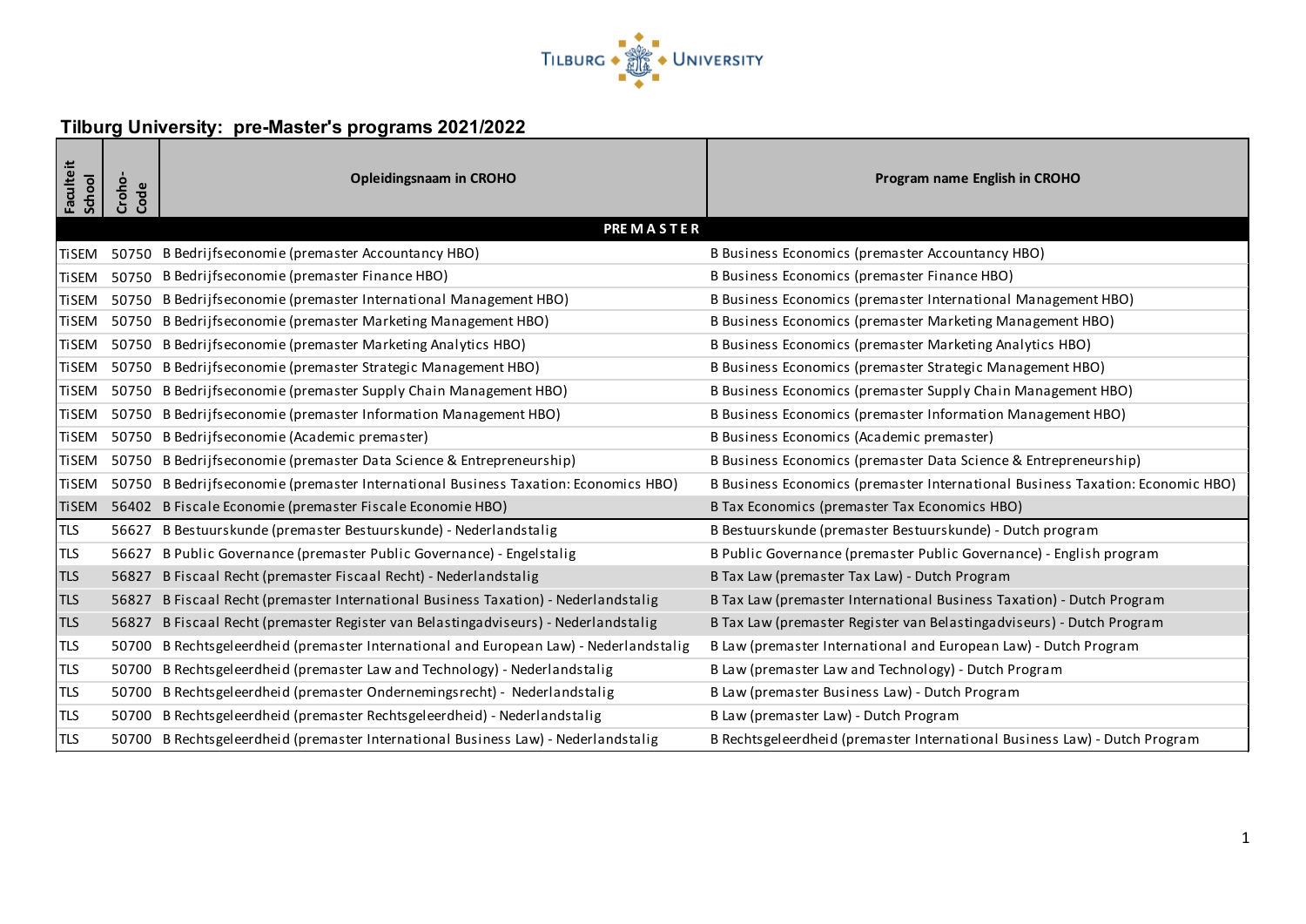# Tilburg University: pre-Master's programs 2021/2022

| Faculteit School | Croho-Code | Opleidingsnaam in CROHO | Program name English in CROHO |
|---|---|---|---|
| | | **PREMASTER** | |
| TiSEM | 50750 | B Bedrijfseconomie (premaster Accountancy HBO) | B Business Economics (premaster Accountancy HBO) |
| TiSEM | 50750 | B Bedrijfseconomie (premaster Finance HBO) | B Business Economics (premaster Finance HBO) |
| TiSEM | 50750 | B Bedrijfseconomie (premaster International Management HBO) | B Business Economics (premaster International Management HBO) |
| TiSEM | 50750 | B Bedrijfseconomie (premaster Marketing Management HBO) | B Business Economics (premaster Marketing Management HBO) |
| TiSEM | 50750 | B Bedrijfseconomie (premaster Marketing Analytics HBO) | B Business Economics (premaster Marketing Analytics HBO) |
| TiSEM | 50750 | B Bedrijfseconomie (premaster Strategic Management HBO) | B Business Economics (premaster Strategic Management HBO) |
| TiSEM | 50750 | B Bedrijfseconomie (premaster Supply Chain Management HBO) | B Business Economics (premaster Supply Chain Management HBO) |
| TiSEM | 50750 | B Bedrijfseconomie (premaster Information Management HBO) | B Business Economics (premaster Information Management HBO) |
| TiSEM | 50750 | B Bedrijfseconomie (Academic premaster) | B Business Economics (Academic premaster) |
| TiSEM | 50750 | B Bedrijfseconomie (premaster Data Science & Entrepreneurship) | B Business Economics (premaster Data Science & Entrepreneurship) |
| TiSEM | 50750 | B Bedrijfseconomie (premaster International Business Taxation: Economics HBO) | B Business Economics (premaster International Business Taxation: Economic HBO) |
| TiSEM | 56402 | B Fiscale Economie (premaster Fiscale Economie HBO) | B Tax Economics (premaster Tax Economics HBO) |
| TLS | 56627 | B Bestuurskunde (premaster Bestuurskunde) - Nederlandstalig | B Bestuurskunde (premaster Bestuurskunde) - Dutch program |
| TLS | 56627 | B Public Governance (premaster Public Governance) - Engelstalig | B Public Governance (premaster Public Governance) - English program |
| TLS | 56827 | B Fiscaal Recht (premaster Fiscaal Recht) - Nederlandstalig | B Tax Law (premaster Tax Law) - Dutch Program |
| TLS | 56827 | B Fiscaal Recht (premaster International Business Taxation) - Nederlandstalig | B Tax Law (premaster International Business Taxation) - Dutch Program |
| TLS | 56827 | B Fiscaal Recht (premaster Register van Belastingadviseurs) - Nederlandstalig | B Tax Law (premaster Register van Belastingadviseurs) - Dutch Program |
| TLS | 50700 | B Rechtsgeleerdheid (premaster International and European Law) - Nederlandstalig | B Law (premaster International and European Law) - Dutch Program |
| TLS | 50700 | B Rechtsgeleerdheid (premaster Law and Technology) - Nederlandstalig | B Law (premaster Law and Technology) - Dutch Program |
| TLS | 50700 | B Rechtsgeleerdheid (premaster Ondernemingsrecht) - Nederlandstalig | B Law (premaster Business Law) - Dutch Program |
| TLS | 50700 | B Rechtsgeleerdheid (premaster Rechtsgeleerdheid) - Nederlandstalig | B Law (premaster Law) - Dutch Program |
| TLS | 50700 | B Rechtsgeleerdheid (premaster International Business Law) - Nederlandstalig | B Rechtsgeleerdheid (premaster International Business Law) - Dutch Program |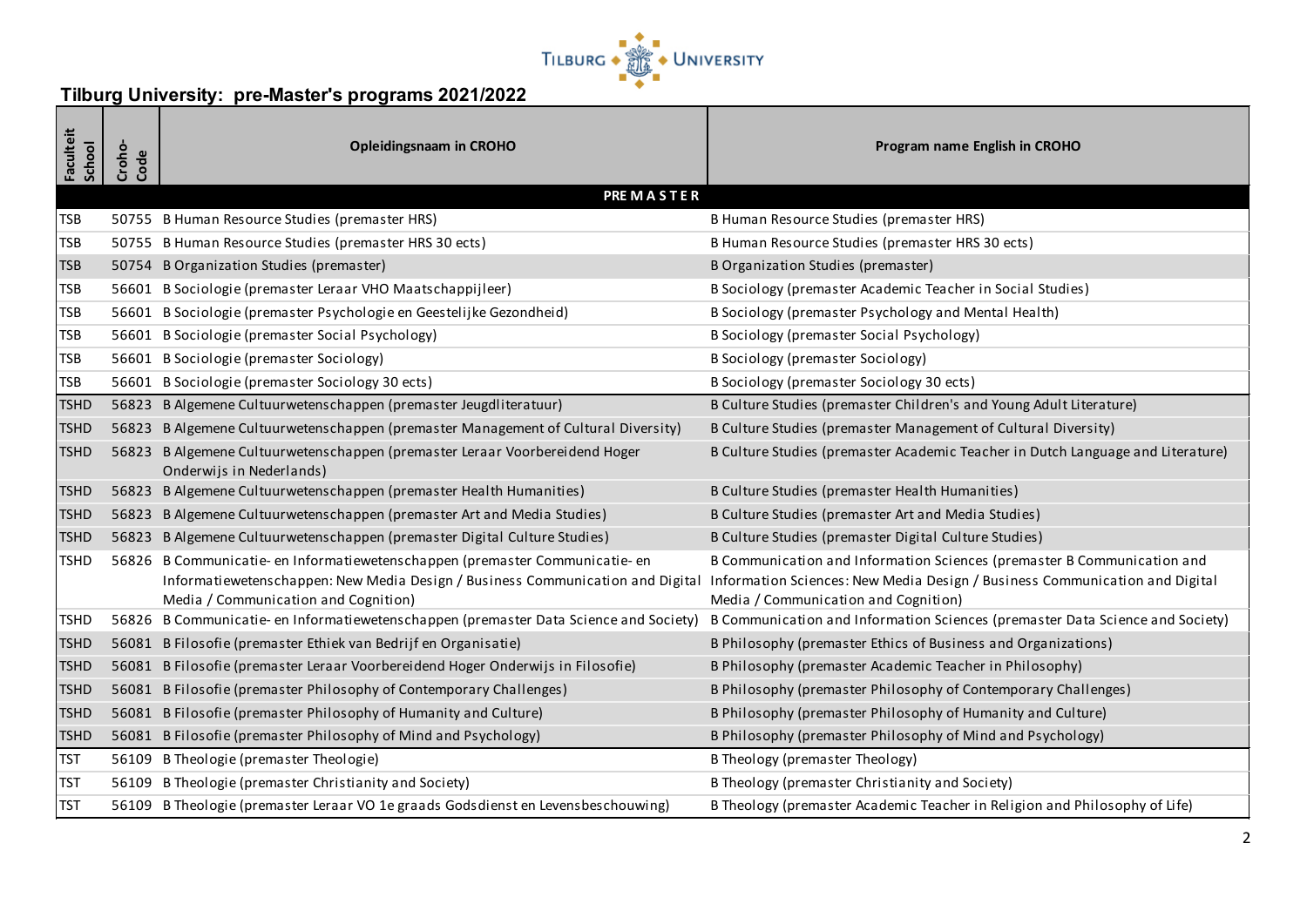# Tilburg University: pre-Master's programs 2021/2022

| Faculteit School | Croho-Code | Opleidingsnaam in CROHO | Program name English in CROHO |
|---|---|---|---|
| | | **PREMASTER** | |
| TSB | 50755 | B Human Resource Studies (premaster HRS) | B Human Resource Studies (premaster HRS) |
| TSB | 50755 | B Human Resource Studies (premaster HRS 30 ects) | B Human Resource Studies (premaster HRS 30 ects) |
| TSB | 50754 | B Organization Studies (premaster) | B Organization Studies (premaster) |
| TSB | 56601 | B Sociologie (premaster Leraar VHO Maatschappijleer) | B Sociology (premaster Academic Teacher in Social Studies) |
| TSB | 56601 | B Sociologie (premaster Psychologie en Geestelijke Gezondheid) | B Sociology (premaster Psychology and Mental Health) |
| TSB | 56601 | B Sociologie (premaster Social Psychology) | B Sociology (premaster Social Psychology) |
| TSB | 56601 | B Sociologie (premaster Sociology) | B Sociology (premaster Sociology) |
| TSB | 56601 | B Sociologie (premaster Sociology 30 ects) | B Sociology (premaster Sociology 30 ects) |
| TSHD | 56823 | B Algemene Cultuurwetenschappen (premaster Jeugdliteratuur) | B Culture Studies (premaster Children's and Young Adult Literature) |
| TSHD | 56823 | B Algemene Cultuurwetenschappen (premaster Management of Cultural Diversity) | B Culture Studies (premaster Management of Cultural Diversity) |
| TSHD | 56823 | B Algemene Cultuurwetenschappen (premaster Leraar Voorbereidend Hoger Onderwijs in Nederlands) | B Culture Studies (premaster Academic Teacher in Dutch Language and Literature) |
| TSHD | 56823 | B Algemene Cultuurwetenschappen (premaster Health Humanities) | B Culture Studies (premaster Health Humanities) |
| TSHD | 56823 | B Algemene Cultuurwetenschappen (premaster Art and Media Studies) | B Culture Studies (premaster Art and Media Studies) |
| TSHD | 56823 | B Algemene Cultuurwetenschappen (premaster Digital Culture Studies) | B Culture Studies (premaster Digital Culture Studies) |
| TSHD | 56826 | B Communicatie- en Informatiewetenschappen (premaster Communicatie- en Informatiewetenschappen: New Media Design / Business Communication and Digital Media / Communication and Cognition) | B Communication and Information Sciences (premaster B Communication and Information Sciences: New Media Design / Business Communication and Digital Media / Communication and Cognition) |
| TSHD | 56826 | B Communicatie- en Informatiewetenschappen (premaster Data Science and Society) | B Communication and Information Sciences (premaster Data Science and Society) |
| TSHD | 56081 | B Filosofie (premaster Ethiek van Bedrijf en Organisatie) | B Philosophy (premaster Ethics of Business and Organizations) |
| TSHD | 56081 | B Filosofie (premaster Leraar Voorbereidend Hoger Onderwijs in Filosofie) | B Philosophy (premaster Academic Teacher in Philosophy) |
| TSHD | 56081 | B Filosofie (premaster Philosophy of Contemporary Challenges) | B Philosophy (premaster Philosophy of Contemporary Challenges) |
| TSHD | 56081 | B Filosofie (premaster Philosophy of Humanity and Culture) | B Philosophy (premaster Philosophy of Humanity and Culture) |
| TSHD | 56081 | B Filosofie (premaster Philosophy of Mind and Psychology) | B Philosophy (premaster Philosophy of Mind and Psychology) |
| TST | 56109 | B Theologie (premaster Theologie) | B Theology (premaster Theology) |
| TST | 56109 | B Theologie (premaster Christianity and Society) | B Theology (premaster Christianity and Society) |
| TST | 56109 | B Theologie (premaster Leraar VO 1e graads Godsdienst en Levensbeschouwing) | B Theology (premaster Academic Teacher in Religion and Philosophy of Life) |